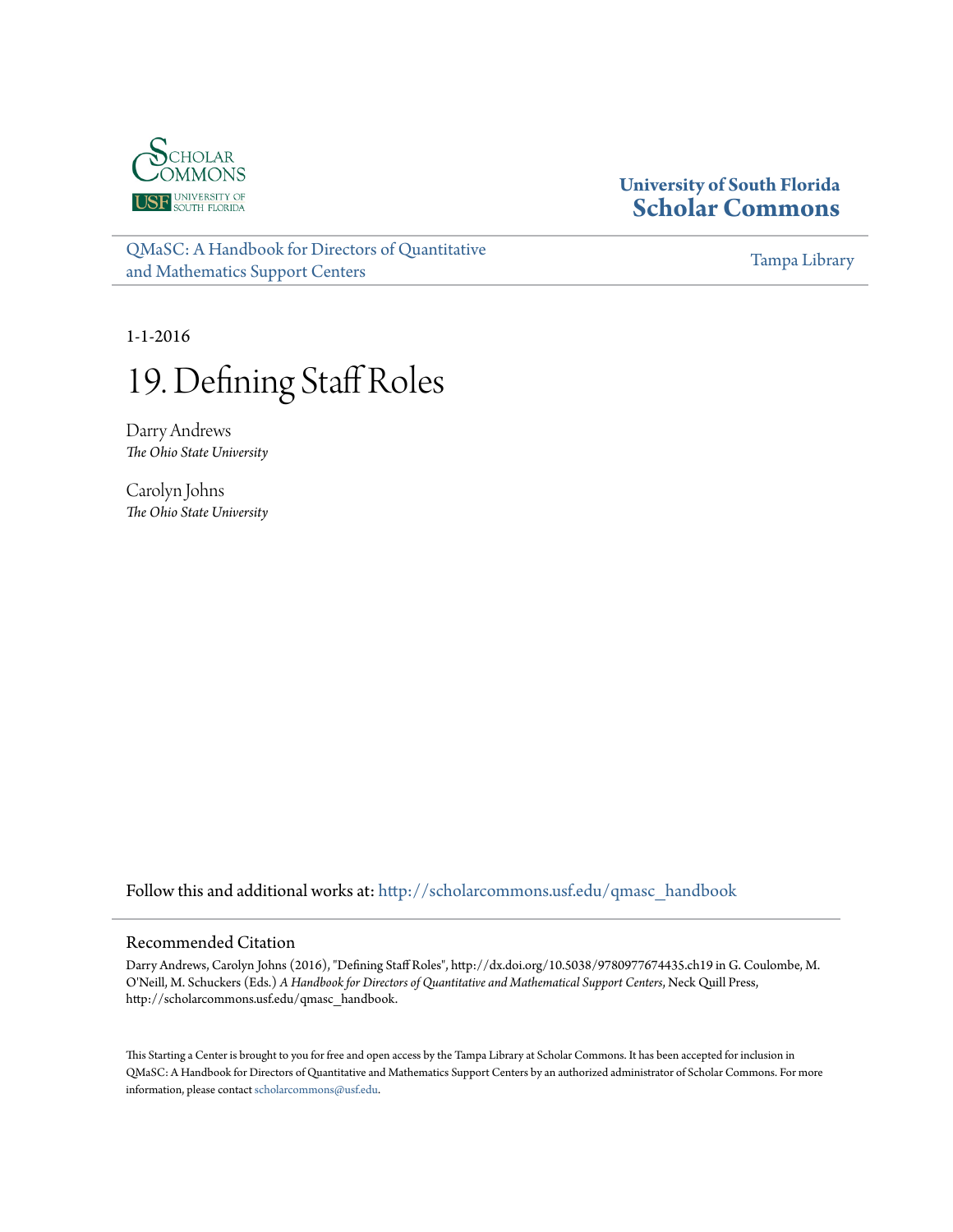University of South Florida
**Scholar Commons**

[QMaSC: A Handbook for Directors of Quantitative and Mathematics Support Centers](http://scholarcommons.usf.edu/qmasc_handbook) | Tampa Library

1-1-2016

# 19. Defining Staff Roles

Darry Andrews
*The Ohio State University*

Carolyn Johns
*The Ohio State University*

Follow this and additional works at: http://scholarcommons.usf.edu/qmasc_handbook

## Recommended Citation

Darry Andrews, Carolyn Johns (2016), "Defining Staff Roles", http://dx.doi.org/10.5038/9780977674435.ch19 in G. Coulombe, M. O'Neill, M. Schuckers (Eds.) *A Handbook for Directors of Quantitative and Mathematical Support Centers*, Neck Quill Press, http://scholarcommons.usf.edu/qmasc_handbook.

This Starting a Center is brought to you for free and open access by the Tampa Library at Scholar Commons. It has been accepted for inclusion in QMaSC: A Handbook for Directors of Quantitative and Mathematics Support Centers by an authorized administrator of Scholar Commons. For more information, please contact scholarcommons@usf.edu.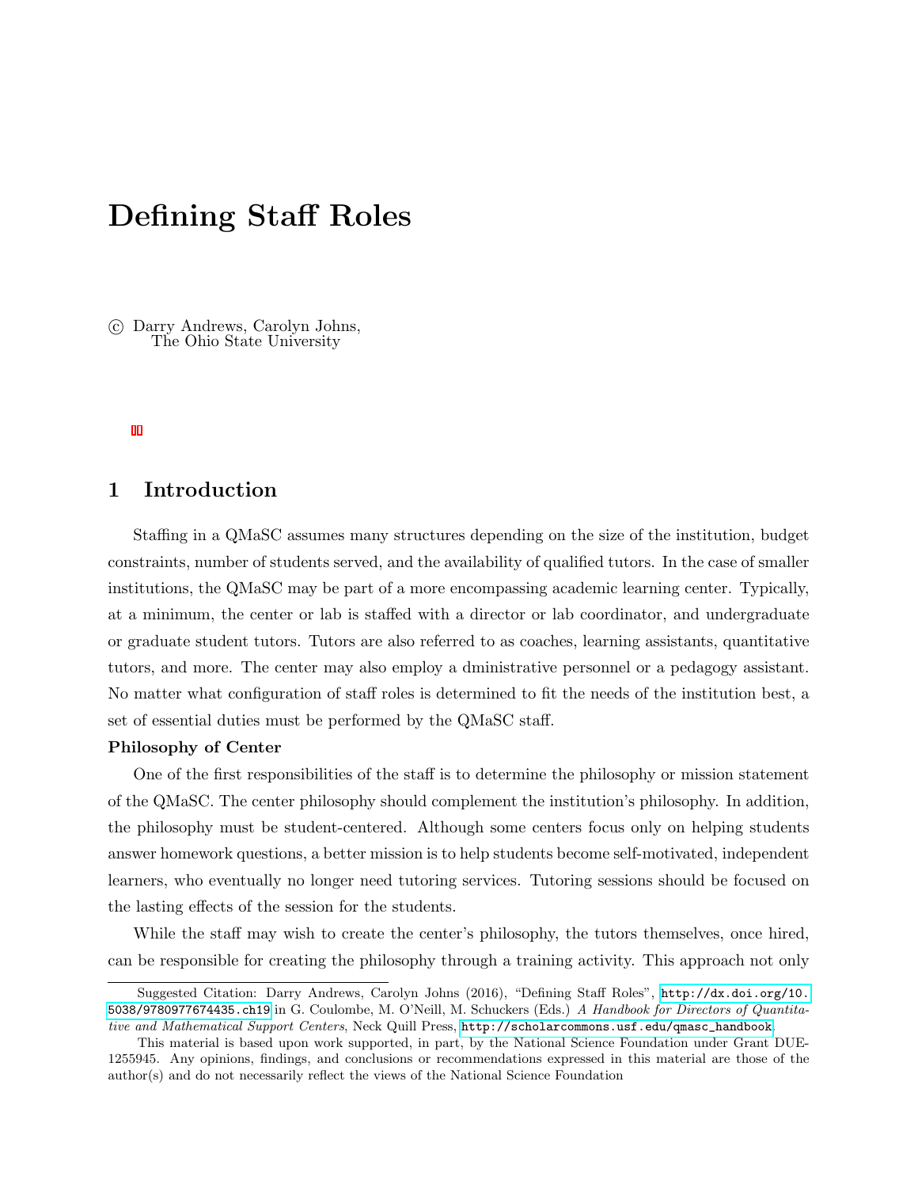／# Defining Staff Roles

© Darry Andrews, Carolyn Johns,
The Ohio State University

## 1 Introduction

Staffing in a QMaSC assumes many structures depending on the size of the institution, budget constraints, number of students served, and the availability of qualified tutors. In the case of smaller institutions, the QMaSC may be part of a more encompassing academic learning center. Typically, at a minimum, the center or lab is staffed with a director or lab coordinator, and undergraduate or graduate student tutors. Tutors are also referred to as coaches, learning assistants, quantitative tutors, and more. The center may also employ a dministrative personnel or a pedagogy assistant. No matter what configuration of staff roles is determined to fit the needs of the institution best, a set of essential duties must be performed by the QMaSC staff.

**Philosophy of Center**

One of the first responsibilities of the staff is to determine the philosophy or mission statement of the QMaSC. The center philosophy should complement the institution's philosophy. In addition, the philosophy must be student-centered. Although some centers focus only on helping students answer homework questions, a better mission is to help students become self-motivated, independent learners, who eventually no longer need tutoring services. Tutoring sessions should be focused on the lasting effects of the session for the students.

While the staff may wish to create the center's philosophy, the tutors themselves, once hired, can be responsible for creating the philosophy through a training activity. This approach not only

---

Suggested Citation: Darry Andrews, Carolyn Johns (2016), "Defining Staff Roles", http://dx.doi.org/10.5038/9780977674435.ch19 in G. Coulombe, M. O'Neill, M. Schuckers (Eds.) *A Handbook for Directors of Quantitative and Mathematical Support Centers*, Neck Quill Press, http://scholarcommons.usf.edu/qmasc_handbook.

This material is based upon work supported, in part, by the National Science Foundation under Grant DUE-1255945. Any opinions, findings, and conclusions or recommendations expressed in this material are those of the author(s) and do not necessarily reflect the views of the National Science Foundation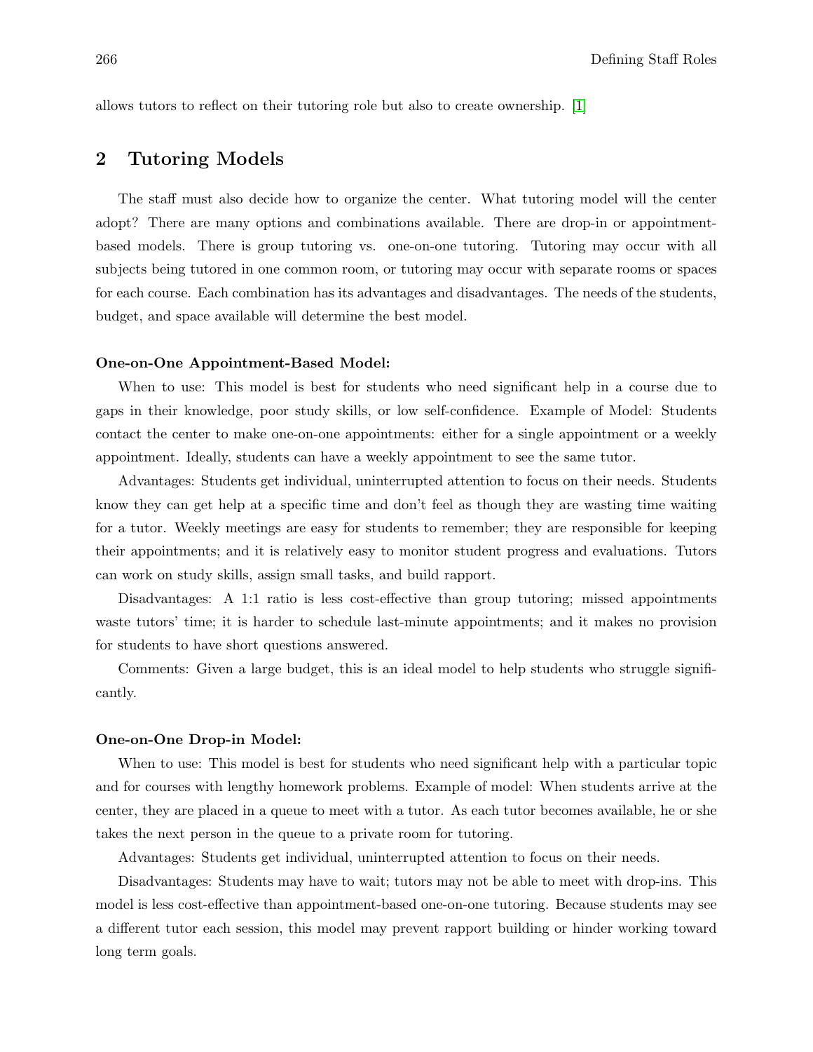allows tutors to reflect on their tutoring role but also to create ownership. [1]

## 2 Tutoring Models

The staff must also decide how to organize the center. What tutoring model will the center adopt? There are many options and combinations available. There are drop-in or appointment-based models. There is group tutoring vs. one-on-one tutoring. Tutoring may occur with all subjects being tutored in one common room, or tutoring may occur with separate rooms or spaces for each course. Each combination has its advantages and disadvantages. The needs of the students, budget, and space available will determine the best model.

**One-on-One Appointment-Based Model:**

When to use: This model is best for students who need significant help in a course due to gaps in their knowledge, poor study skills, or low self-confidence. Example of Model: Students contact the center to make one-on-one appointments: either for a single appointment or a weekly appointment. Ideally, students can have a weekly appointment to see the same tutor.

Advantages: Students get individual, uninterrupted attention to focus on their needs. Students know they can get help at a specific time and don't feel as though they are wasting time waiting for a tutor. Weekly meetings are easy for students to remember; they are responsible for keeping their appointments; and it is relatively easy to monitor student progress and evaluations. Tutors can work on study skills, assign small tasks, and build rapport.

Disadvantages: A 1:1 ratio is less cost-effective than group tutoring; missed appointments waste tutors' time; it is harder to schedule last-minute appointments; and it makes no provision for students to have short questions answered.

Comments: Given a large budget, this is an ideal model to help students who struggle significantly.

**One-on-One Drop-in Model:**

When to use: This model is best for students who need significant help with a particular topic and for courses with lengthy homework problems. Example of model: When students arrive at the center, they are placed in a queue to meet with a tutor. As each tutor becomes available, he or she takes the next person in the queue to a private room for tutoring.

Advantages: Students get individual, uninterrupted attention to focus on their needs.

Disadvantages: Students may have to wait; tutors may not be able to meet with drop-ins. This model is less cost-effective than appointment-based one-on-one tutoring. Because students may see a different tutor each session, this model may prevent rapport building or hinder working toward long term goals.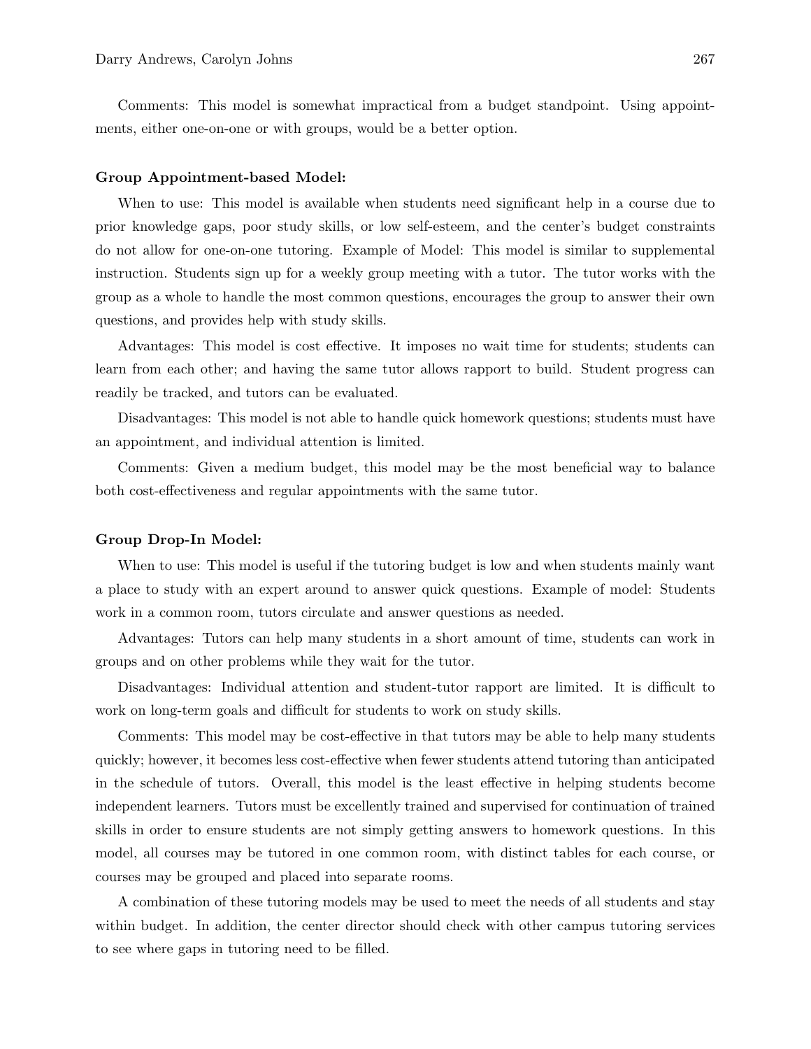Comments: This model is somewhat impractical from a budget standpoint. Using appointments, either one-on-one or with groups, would be a better option.

**Group Appointment-based Model:**

When to use: This model is available when students need significant help in a course due to prior knowledge gaps, poor study skills, or low self-esteem, and the center's budget constraints do not allow for one-on-one tutoring. Example of Model: This model is similar to supplemental instruction. Students sign up for a weekly group meeting with a tutor. The tutor works with the group as a whole to handle the most common questions, encourages the group to answer their own questions, and provides help with study skills.

Advantages: This model is cost effective. It imposes no wait time for students; students can learn from each other; and having the same tutor allows rapport to build. Student progress can readily be tracked, and tutors can be evaluated.

Disadvantages: This model is not able to handle quick homework questions; students must have an appointment, and individual attention is limited.

Comments: Given a medium budget, this model may be the most beneficial way to balance both cost-effectiveness and regular appointments with the same tutor.

**Group Drop-In Model:**

When to use: This model is useful if the tutoring budget is low and when students mainly want a place to study with an expert around to answer quick questions. Example of model: Students work in a common room, tutors circulate and answer questions as needed.

Advantages: Tutors can help many students in a short amount of time, students can work in groups and on other problems while they wait for the tutor.

Disadvantages: Individual attention and student-tutor rapport are limited. It is difficult to work on long-term goals and difficult for students to work on study skills.

Comments: This model may be cost-effective in that tutors may be able to help many students quickly; however, it becomes less cost-effective when fewer students attend tutoring than anticipated in the schedule of tutors. Overall, this model is the least effective in helping students become independent learners. Tutors must be excellently trained and supervised for continuation of trained skills in order to ensure students are not simply getting answers to homework questions. In this model, all courses may be tutored in one common room, with distinct tables for each course, or courses may be grouped and placed into separate rooms.

A combination of these tutoring models may be used to meet the needs of all students and stay within budget. In addition, the center director should check with other campus tutoring services to see where gaps in tutoring need to be filled.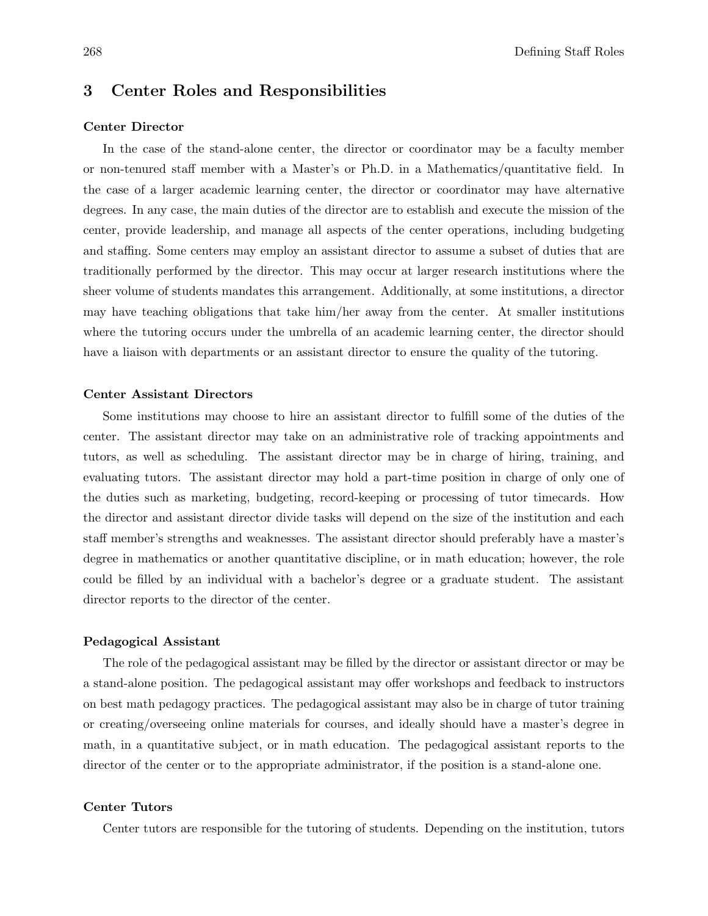## 3 Center Roles and Responsibilities

### Center Director

In the case of the stand-alone center, the director or coordinator may be a faculty member or non-tenured staff member with a Master's or Ph.D. in a Mathematics/quantitative field. In the case of a larger academic learning center, the director or coordinator may have alternative degrees. In any case, the main duties of the director are to establish and execute the mission of the center, provide leadership, and manage all aspects of the center operations, including budgeting and staffing. Some centers may employ an assistant director to assume a subset of duties that are traditionally performed by the director. This may occur at larger research institutions where the sheer volume of students mandates this arrangement. Additionally, at some institutions, a director may have teaching obligations that take him/her away from the center. At smaller institutions where the tutoring occurs under the umbrella of an academic learning center, the director should have a liaison with departments or an assistant director to ensure the quality of the tutoring.

### Center Assistant Directors

Some institutions may choose to hire an assistant director to fulfill some of the duties of the center. The assistant director may take on an administrative role of tracking appointments and tutors, as well as scheduling. The assistant director may be in charge of hiring, training, and evaluating tutors. The assistant director may hold a part-time position in charge of only one of the duties such as marketing, budgeting, record-keeping or processing of tutor timecards. How the director and assistant director divide tasks will depend on the size of the institution and each staff member's strengths and weaknesses. The assistant director should preferably have a master's degree in mathematics or another quantitative discipline, or in math education; however, the role could be filled by an individual with a bachelor's degree or a graduate student. The assistant director reports to the director of the center.

### Pedagogical Assistant

The role of the pedagogical assistant may be filled by the director or assistant director or may be a stand-alone position. The pedagogical assistant may offer workshops and feedback to instructors on best math pedagogy practices. The pedagogical assistant may also be in charge of tutor training or creating/overseeing online materials for courses, and ideally should have a master's degree in math, in a quantitative subject, or in math education. The pedagogical assistant reports to the director of the center or to the appropriate administrator, if the position is a stand-alone one.

### Center Tutors

Center tutors are responsible for the tutoring of students. Depending on the institution, tutors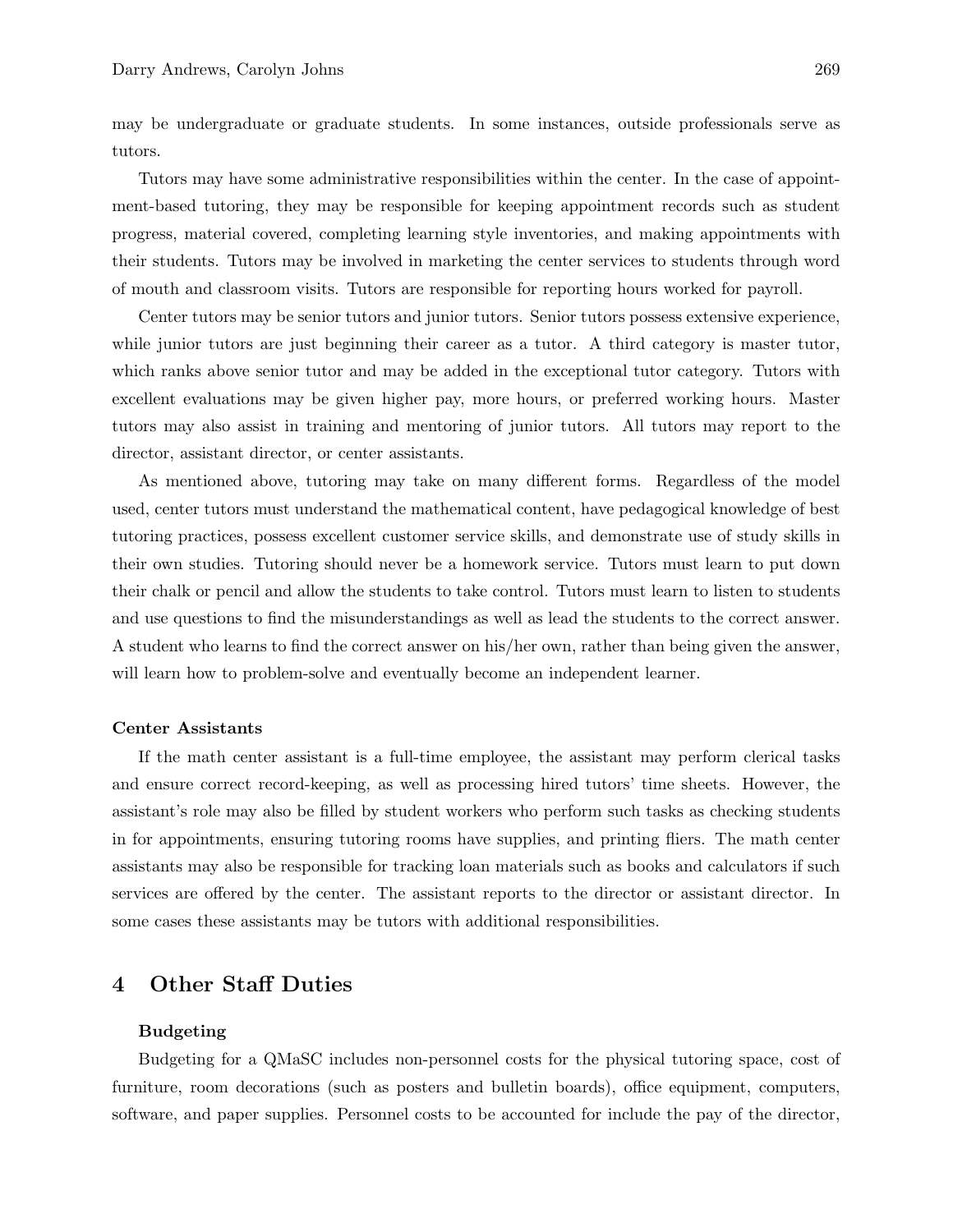may be undergraduate or graduate students. In some instances, outside professionals serve as tutors.

Tutors may have some administrative responsibilities within the center. In the case of appointment-based tutoring, they may be responsible for keeping appointment records such as student progress, material covered, completing learning style inventories, and making appointments with their students. Tutors may be involved in marketing the center services to students through word of mouth and classroom visits. Tutors are responsible for reporting hours worked for payroll.

Center tutors may be senior tutors and junior tutors. Senior tutors possess extensive experience, while junior tutors are just beginning their career as a tutor. A third category is master tutor, which ranks above senior tutor and may be added in the exceptional tutor category. Tutors with excellent evaluations may be given higher pay, more hours, or preferred working hours. Master tutors may also assist in training and mentoring of junior tutors. All tutors may report to the director, assistant director, or center assistants.

As mentioned above, tutoring may take on many different forms. Regardless of the model used, center tutors must understand the mathematical content, have pedagogical knowledge of best tutoring practices, possess excellent customer service skills, and demonstrate use of study skills in their own studies. Tutoring should never be a homework service. Tutors must learn to put down their chalk or pencil and allow the students to take control. Tutors must learn to listen to students and use questions to find the misunderstandings as well as lead the students to the correct answer. A student who learns to find the correct answer on his/her own, rather than being given the answer, will learn how to problem-solve and eventually become an independent learner.

**Center Assistants**

If the math center assistant is a full-time employee, the assistant may perform clerical tasks and ensure correct record-keeping, as well as processing hired tutors' time sheets. However, the assistant's role may also be filled by student workers who perform such tasks as checking students in for appointments, ensuring tutoring rooms have supplies, and printing fliers. The math center assistants may also be responsible for tracking loan materials such as books and calculators if such services are offered by the center. The assistant reports to the director or assistant director. In some cases these assistants may be tutors with additional responsibilities.

## 4 Other Staff Duties

**Budgeting**

Budgeting for a QMaSC includes non-personnel costs for the physical tutoring space, cost of furniture, room decorations (such as posters and bulletin boards), office equipment, computers, software, and paper supplies. Personnel costs to be accounted for include the pay of the director,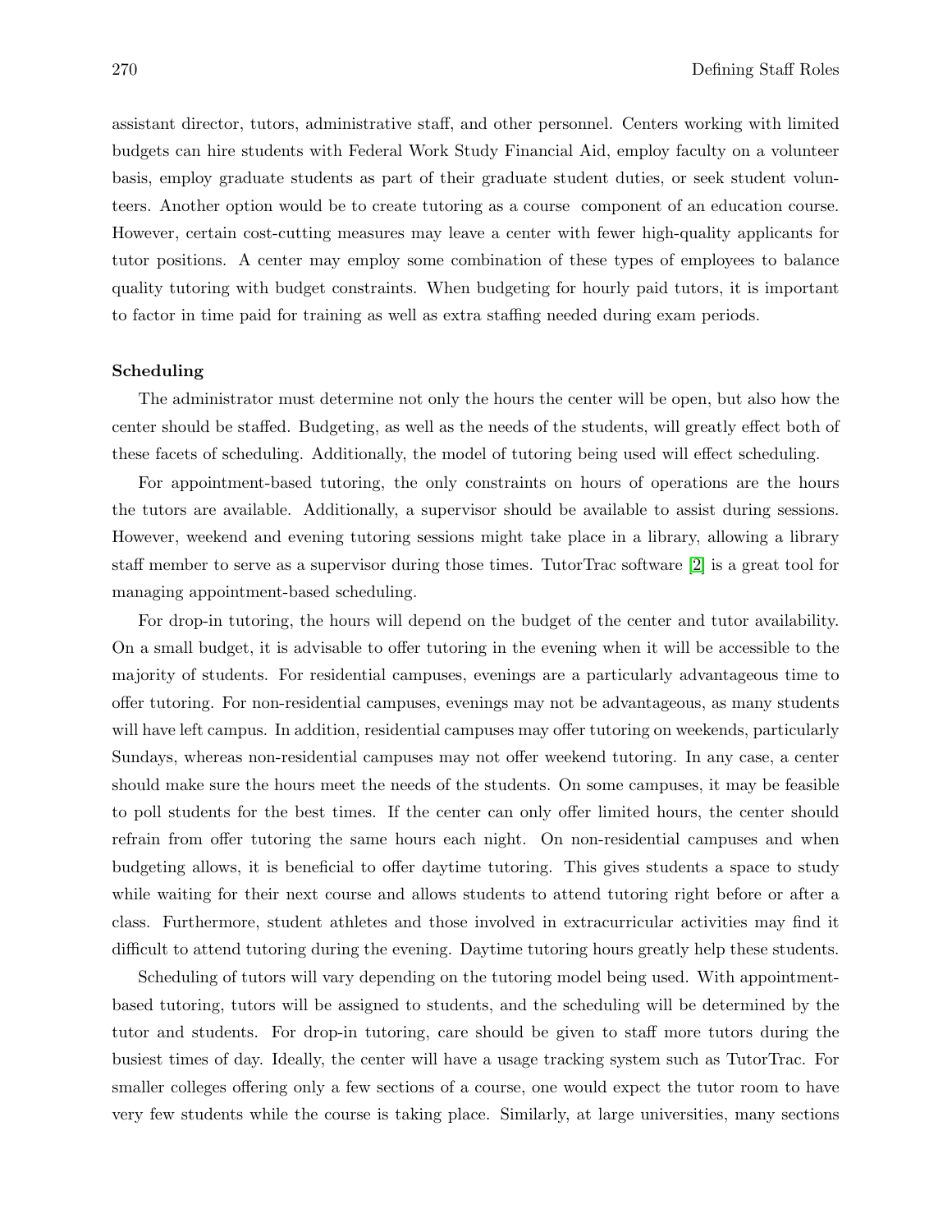assistant director, tutors, administrative staff, and other personnel. Centers working with limited budgets can hire students with Federal Work Study Financial Aid, employ faculty on a volunteer basis, employ graduate students as part of their graduate student duties, or seek student volunteers. Another option would be to create tutoring as a course component of an education course. However, certain cost-cutting measures may leave a center with fewer high-quality applicants for tutor positions. A center may employ some combination of these types of employees to balance quality tutoring with budget constraints. When budgeting for hourly paid tutors, it is important to factor in time paid for training as well as extra staffing needed during exam periods.

**Scheduling**

The administrator must determine not only the hours the center will be open, but also how the center should be staffed. Budgeting, as well as the needs of the students, will greatly effect both of these facets of scheduling. Additionally, the model of tutoring being used will effect scheduling.

For appointment-based tutoring, the only constraints on hours of operations are the hours the tutors are available. Additionally, a supervisor should be available to assist during sessions. However, weekend and evening tutoring sessions might take place in a library, allowing a library staff member to serve as a supervisor during those times. TutorTrac software [2] is a great tool for managing appointment-based scheduling.

For drop-in tutoring, the hours will depend on the budget of the center and tutor availability. On a small budget, it is advisable to offer tutoring in the evening when it will be accessible to the majority of students. For residential campuses, evenings are a particularly advantageous time to offer tutoring. For non-residential campuses, evenings may not be advantageous, as many students will have left campus. In addition, residential campuses may offer tutoring on weekends, particularly Sundays, whereas non-residential campuses may not offer weekend tutoring. In any case, a center should make sure the hours meet the needs of the students. On some campuses, it may be feasible to poll students for the best times. If the center can only offer limited hours, the center should refrain from offer tutoring the same hours each night. On non-residential campuses and when budgeting allows, it is beneficial to offer daytime tutoring. This gives students a space to study while waiting for their next course and allows students to attend tutoring right before or after a class. Furthermore, student athletes and those involved in extracurricular activities may find it difficult to attend tutoring during the evening. Daytime tutoring hours greatly help these students.

Scheduling of tutors will vary depending on the tutoring model being used. With appointment-based tutoring, tutors will be assigned to students, and the scheduling will be determined by the tutor and students. For drop-in tutoring, care should be given to staff more tutors during the busiest times of day. Ideally, the center will have a usage tracking system such as TutorTrac. For smaller colleges offering only a few sections of a course, one would expect the tutor room to have very few students while the course is taking place. Similarly, at large universities, many sections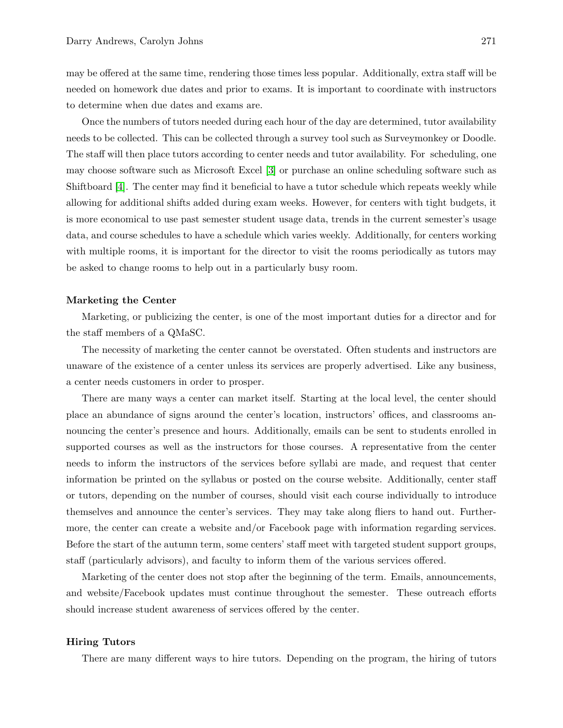may be offered at the same time, rendering those times less popular. Additionally, extra staff will be needed on homework due dates and prior to exams. It is important to coordinate with instructors to determine when due dates and exams are.

Once the numbers of tutors needed during each hour of the day are determined, tutor availability needs to be collected. This can be collected through a survey tool such as Surveymonkey or Doodle. The staff will then place tutors according to center needs and tutor availability. For scheduling, one may choose software such as Microsoft Excel [3] or purchase an online scheduling software such as Shiftboard [4]. The center may find it beneficial to have a tutor schedule which repeats weekly while allowing for additional shifts added during exam weeks. However, for centers with tight budgets, it is more economical to use past semester student usage data, trends in the current semester's usage data, and course schedules to have a schedule which varies weekly. Additionally, for centers working with multiple rooms, it is important for the director to visit the rooms periodically as tutors may be asked to change rooms to help out in a particularly busy room.

**Marketing the Center**

Marketing, or publicizing the center, is one of the most important duties for a director and for the staff members of a QMaSC.

The necessity of marketing the center cannot be overstated. Often students and instructors are unaware of the existence of a center unless its services are properly advertised. Like any business, a center needs customers in order to prosper.

There are many ways a center can market itself. Starting at the local level, the center should place an abundance of signs around the center's location, instructors' offices, and classrooms announcing the center's presence and hours. Additionally, emails can be sent to students enrolled in supported courses as well as the instructors for those courses. A representative from the center needs to inform the instructors of the services before syllabi are made, and request that center information be printed on the syllabus or posted on the course website. Additionally, center staff or tutors, depending on the number of courses, should visit each course individually to introduce themselves and announce the center's services. They may take along fliers to hand out. Furthermore, the center can create a website and/or Facebook page with information regarding services. Before the start of the autumn term, some centers' staff meet with targeted student support groups, staff (particularly advisors), and faculty to inform them of the various services offered.

Marketing of the center does not stop after the beginning of the term. Emails, announcements, and website/Facebook updates must continue throughout the semester. These outreach efforts should increase student awareness of services offered by the center.

**Hiring Tutors**

There are many different ways to hire tutors. Depending on the program, the hiring of tutors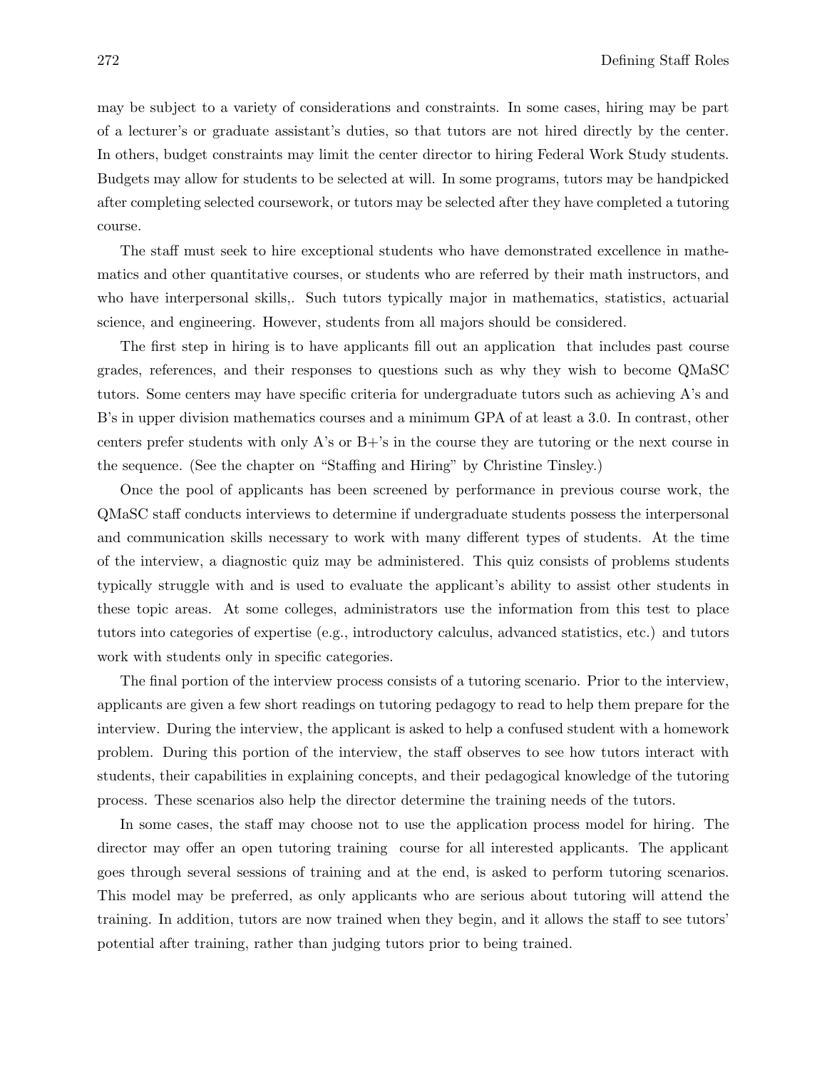may be subject to a variety of considerations and constraints. In some cases, hiring may be part of a lecturer's or graduate assistant's duties, so that tutors are not hired directly by the center. In others, budget constraints may limit the center director to hiring Federal Work Study students. Budgets may allow for students to be selected at will. In some programs, tutors may be handpicked after completing selected coursework, or tutors may be selected after they have completed a tutoring course.

The staff must seek to hire exceptional students who have demonstrated excellence in mathematics and other quantitative courses, or students who are referred by their math instructors, and who have interpersonal skills,. Such tutors typically major in mathematics, statistics, actuarial science, and engineering. However, students from all majors should be considered.

The first step in hiring is to have applicants fill out an application that includes past course grades, references, and their responses to questions such as why they wish to become QMaSC tutors. Some centers may have specific criteria for undergraduate tutors such as achieving A's and B's in upper division mathematics courses and a minimum GPA of at least a 3.0. In contrast, other centers prefer students with only A's or B+'s in the course they are tutoring or the next course in the sequence. (See the chapter on "Staffing and Hiring" by Christine Tinsley.)

Once the pool of applicants has been screened by performance in previous course work, the QMaSC staff conducts interviews to determine if undergraduate students possess the interpersonal and communication skills necessary to work with many different types of students. At the time of the interview, a diagnostic quiz may be administered. This quiz consists of problems students typically struggle with and is used to evaluate the applicant's ability to assist other students in these topic areas. At some colleges, administrators use the information from this test to place tutors into categories of expertise (e.g., introductory calculus, advanced statistics, etc.) and tutors work with students only in specific categories.

The final portion of the interview process consists of a tutoring scenario. Prior to the interview, applicants are given a few short readings on tutoring pedagogy to read to help them prepare for the interview. During the interview, the applicant is asked to help a confused student with a homework problem. During this portion of the interview, the staff observes to see how tutors interact with students, their capabilities in explaining concepts, and their pedagogical knowledge of the tutoring process. These scenarios also help the director determine the training needs of the tutors.

In some cases, the staff may choose not to use the application process model for hiring. The director may offer an open tutoring training course for all interested applicants. The applicant goes through several sessions of training and at the end, is asked to perform tutoring scenarios. This model may be preferred, as only applicants who are serious about tutoring will attend the training. In addition, tutors are now trained when they begin, and it allows the staff to see tutors' potential after training, rather than judging tutors prior to being trained.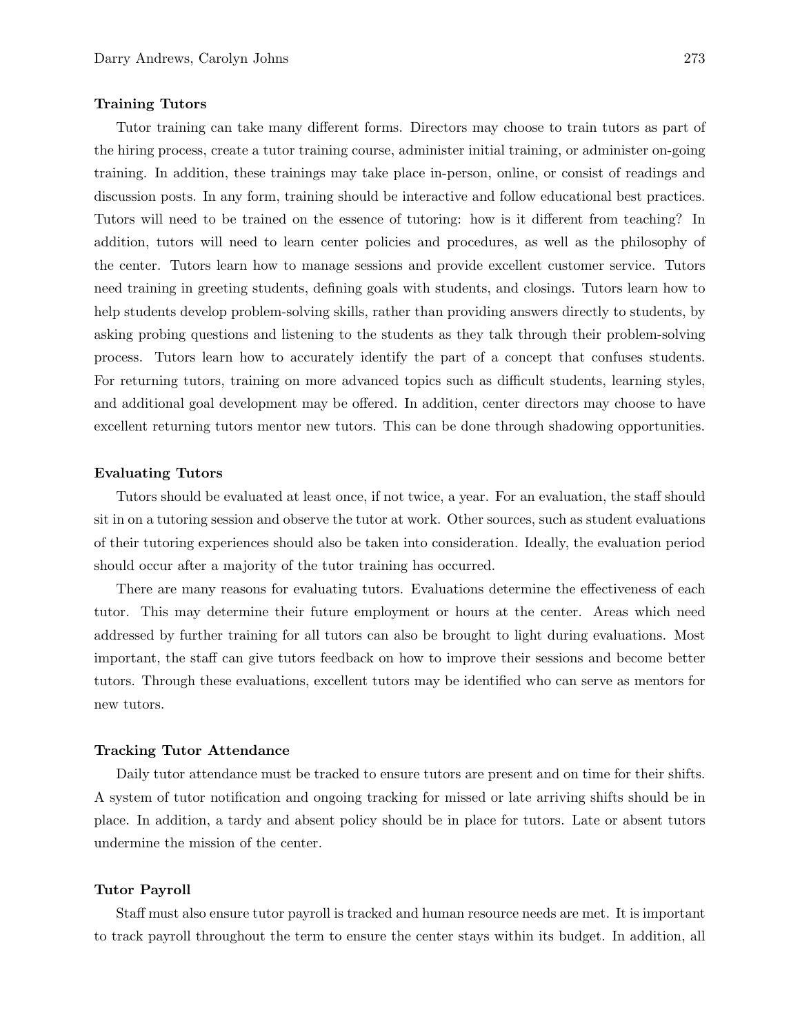### Training Tutors

Tutor training can take many different forms. Directors may choose to train tutors as part of the hiring process, create a tutor training course, administer initial training, or administer on-going training. In addition, these trainings may take place in-person, online, or consist of readings and discussion posts. In any form, training should be interactive and follow educational best practices. Tutors will need to be trained on the essence of tutoring: how is it different from teaching? In addition, tutors will need to learn center policies and procedures, as well as the philosophy of the center. Tutors learn how to manage sessions and provide excellent customer service. Tutors need training in greeting students, defining goals with students, and closings. Tutors learn how to help students develop problem-solving skills, rather than providing answers directly to students, by asking probing questions and listening to the students as they talk through their problem-solving process. Tutors learn how to accurately identify the part of a concept that confuses students. For returning tutors, training on more advanced topics such as difficult students, learning styles, and additional goal development may be offered. In addition, center directors may choose to have excellent returning tutors mentor new tutors. This can be done through shadowing opportunities.

### Evaluating Tutors

Tutors should be evaluated at least once, if not twice, a year. For an evaluation, the staff should sit in on a tutoring session and observe the tutor at work. Other sources, such as student evaluations of their tutoring experiences should also be taken into consideration. Ideally, the evaluation period should occur after a majority of the tutor training has occurred.

There are many reasons for evaluating tutors. Evaluations determine the effectiveness of each tutor. This may determine their future employment or hours at the center. Areas which need addressed by further training for all tutors can also be brought to light during evaluations. Most important, the staff can give tutors feedback on how to improve their sessions and become better tutors. Through these evaluations, excellent tutors may be identified who can serve as mentors for new tutors.

### Tracking Tutor Attendance

Daily tutor attendance must be tracked to ensure tutors are present and on time for their shifts. A system of tutor notification and ongoing tracking for missed or late arriving shifts should be in place. In addition, a tardy and absent policy should be in place for tutors. Late or absent tutors undermine the mission of the center.

### Tutor Payroll

Staff must also ensure tutor payroll is tracked and human resource needs are met. It is important to track payroll throughout the term to ensure the center stays within its budget. In addition, all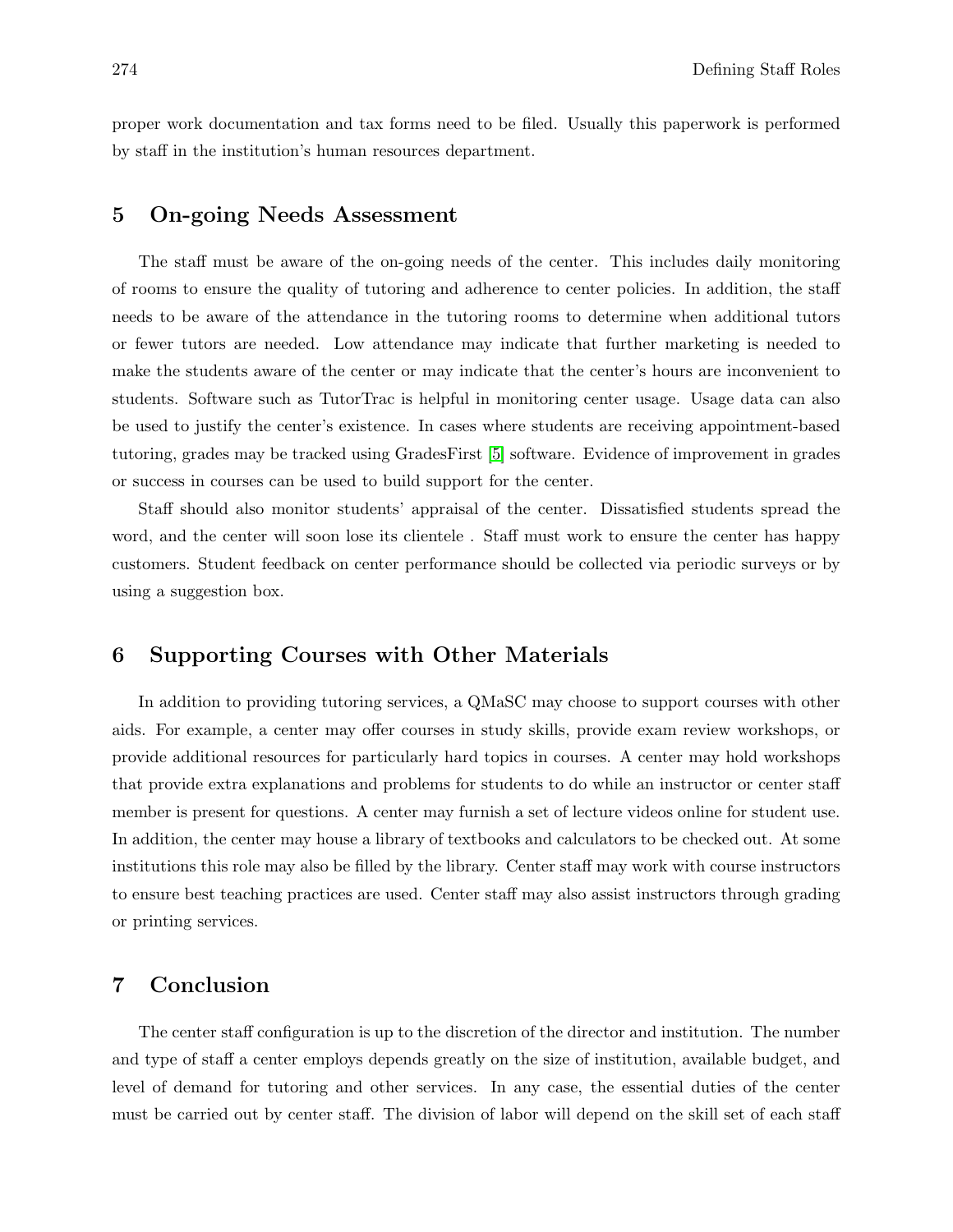proper work documentation and tax forms need to be filed. Usually this paperwork is performed by staff in the institution's human resources department.

## 5 On-going Needs Assessment

The staff must be aware of the on-going needs of the center. This includes daily monitoring of rooms to ensure the quality of tutoring and adherence to center policies. In addition, the staff needs to be aware of the attendance in the tutoring rooms to determine when additional tutors or fewer tutors are needed. Low attendance may indicate that further marketing is needed to make the students aware of the center or may indicate that the center's hours are inconvenient to students. Software such as TutorTrac is helpful in monitoring center usage. Usage data can also be used to justify the center's existence. In cases where students are receiving appointment-based tutoring, grades may be tracked using GradesFirst [5] software. Evidence of improvement in grades or success in courses can be used to build support for the center.

Staff should also monitor students' appraisal of the center. Dissatisfied students spread the word, and the center will soon lose its clientele . Staff must work to ensure the center has happy customers. Student feedback on center performance should be collected via periodic surveys or by using a suggestion box.

## 6 Supporting Courses with Other Materials

In addition to providing tutoring services, a QMaSC may choose to support courses with other aids. For example, a center may offer courses in study skills, provide exam review workshops, or provide additional resources for particularly hard topics in courses. A center may hold workshops that provide extra explanations and problems for students to do while an instructor or center staff member is present for questions. A center may furnish a set of lecture videos online for student use. In addition, the center may house a library of textbooks and calculators to be checked out. At some institutions this role may also be filled by the library. Center staff may work with course instructors to ensure best teaching practices are used. Center staff may also assist instructors through grading or printing services.

## 7 Conclusion

The center staff configuration is up to the discretion of the director and institution. The number and type of staff a center employs depends greatly on the size of institution, available budget, and level of demand for tutoring and other services. In any case, the essential duties of the center must be carried out by center staff. The division of labor will depend on the skill set of each staff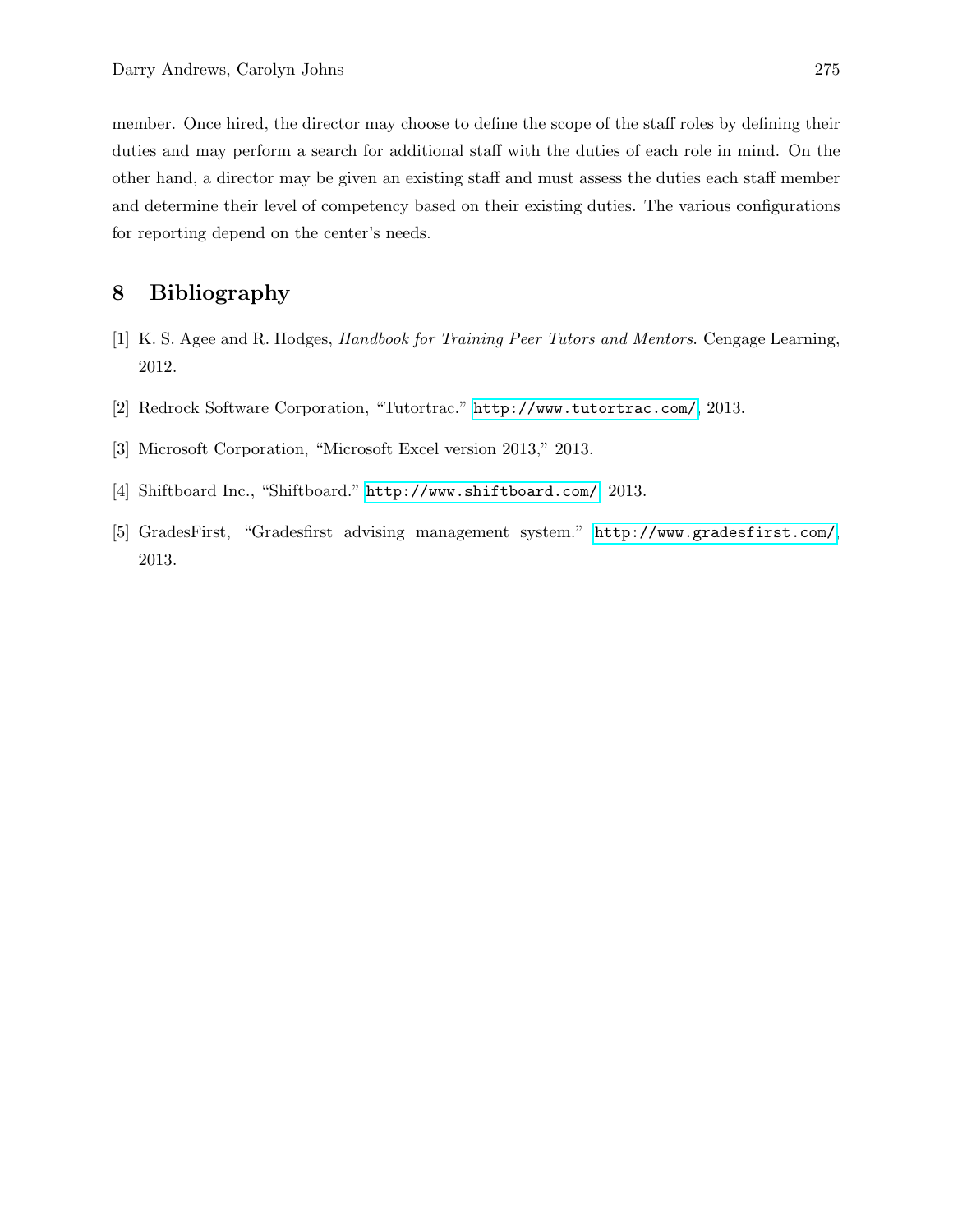member. Once hired, the director may choose to define the scope of the staff roles by defining their duties and may perform a search for additional staff with the duties of each role in mind. On the other hand, a director may be given an existing staff and must assess the duties each staff member and determine their level of competency based on their existing duties. The various configurations for reporting depend on the center's needs.

## 8 Bibliography

[1] K. S. Agee and R. Hodges, *Handbook for Training Peer Tutors and Mentors*. Cengage Learning, 2012.

[2] Redrock Software Corporation, "Tutortrac." http://www.tutortrac.com/, 2013.

[3] Microsoft Corporation, "Microsoft Excel version 2013," 2013.

[4] Shiftboard Inc., "Shiftboard." http://www.shiftboard.com/, 2013.

[5] GradesFirst, "Gradesfirst advising management system." http://www.gradesfirst.com/, 2013.